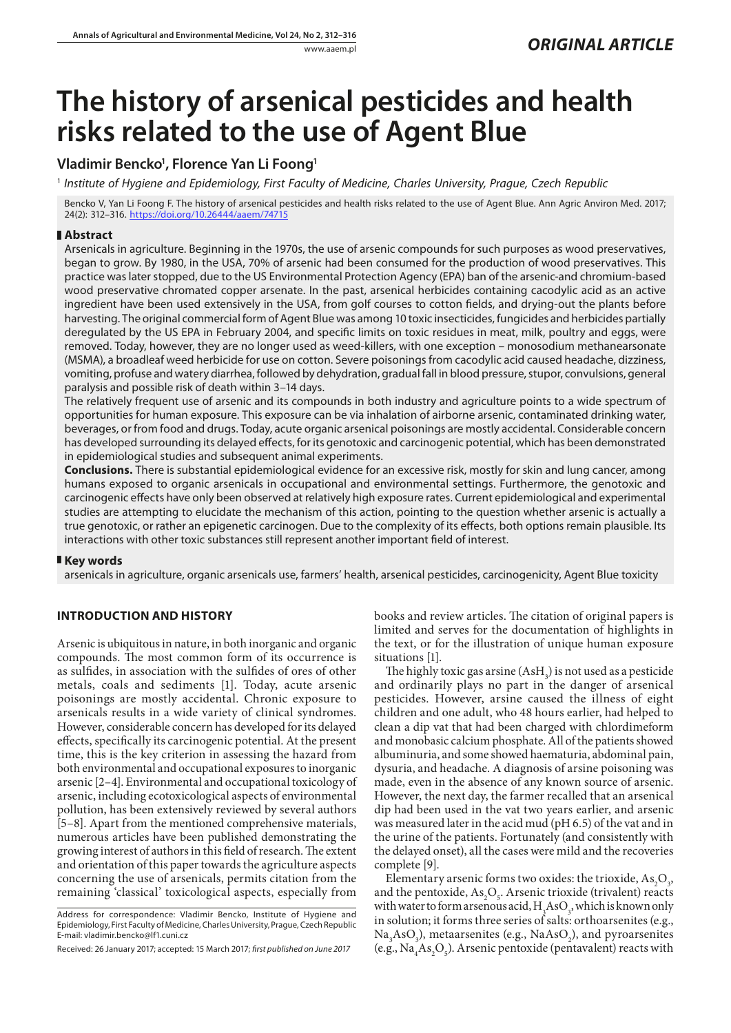*ORIGINAL ARTICLE*

# The history of arsenical pesticides and health risks related to the use of Agent Blue

**Vladimir Bencko[1], Florence Yan Li Foong[1]**

[1] *Institute of Hygiene and Epidemiology, First Faculty of Medicine, Charles University, Prague, Czech Republic*

Bencko V, Yan Li Foong F. The history of arsenical pesticides and health risks related to the use of Agent Blue. Ann Agric Anviron Med. 2017; 24(2): 312–316. https://doi.org/10.26444/aaem/74715

## Abstract

Arsenicals in agriculture. Beginning in the 1970s, the use of arsenic compounds for such purposes as wood preservatives, began to grow. By 1980, in the USA, 70% of arsenic had been consumed for the production of wood preservatives. This practice was later stopped, due to the US Environmental Protection Agency (EPA) ban of the arsenic-and chromium-based wood preservative chromated copper arsenate. In the past, arsenical herbicides containing cacodylic acid as an active ingredient have been used extensively in the USA, from golf courses to cotton fields, and drying-out the plants before harvesting. The original commercial form of Agent Blue was among 10 toxic insecticides, fungicides and herbicides partially deregulated by the US EPA in February 2004, and specific limits on toxic residues in meat, milk, poultry and eggs, were removed. Today, however, they are no longer used as weed-killers, with one exception – monosodium methanearsonate (MSMA), a broadleaf weed herbicide for use on cotton. Severe poisonings from cacodylic acid caused headache, dizziness, vomiting, profuse and watery diarrhea, followed by dehydration, gradual fall in blood pressure, stupor, convulsions, general paralysis and possible risk of death within 3–14 days.

The relatively frequent use of arsenic and its compounds in both industry and agriculture points to a wide spectrum of opportunities for human exposure. This exposure can be via inhalation of airborne arsenic, contaminated drinking water, beverages, or from food and drugs. Today, acute organic arsenical poisonings are mostly accidental. Considerable concern has developed surrounding its delayed effects, for its genotoxic and carcinogenic potential, which has been demonstrated in epidemiological studies and subsequent animal experiments.

**Conclusions.** There is substantial epidemiological evidence for an excessive risk, mostly for skin and lung cancer, among humans exposed to organic arsenicals in occupational and environmental settings. Furthermore, the genotoxic and carcinogenic effects have only been observed at relatively high exposure rates. Current epidemiological and experimental studies are attempting to elucidate the mechanism of this action, pointing to the question whether arsenic is actually a true genotoxic, or rather an epigenetic carcinogen. Due to the complexity of its effects, both options remain plausible. Its interactions with other toxic substances still represent another important field of interest.

## Key words

arsenicals in agriculture, organic arsenicals use, farmers' health, arsenical pesticides, carcinogenicity, Agent Blue toxicity

## INTRODUCTION AND HISTORY

Arsenic is ubiquitous in nature, in both inorganic and organic compounds. The most common form of its occurrence is as sulfides, in association with the sulfides of ores of other metals, coals and sediments [1]. Today, acute arsenic poisonings are mostly accidental. Chronic exposure to arsenicals results in a wide variety of clinical syndromes. However, considerable concern has developed for its delayed effects, specifically its carcinogenic potential. At the present time, this is the key criterion in assessing the hazard from both environmental and occupational exposures to inorganic arsenic [2–4]. Environmental and occupational toxicology of arsenic, including ecotoxicological aspects of environmental pollution, has been extensively reviewed by several authors [5–8]. Apart from the mentioned comprehensive materials, numerous articles have been published demonstrating the growing interest of authors in this field of research. The extent and orientation of this paper towards the agriculture aspects concerning the use of arsenicals, permits citation from the remaining 'classical' toxicological aspects, especially from books and review articles. The citation of original papers is limited and serves for the documentation of highlights in the text, or for the illustration of unique human exposure situations [1].

The highly toxic gas arsine ($AsH_3$) is not used as a pesticide and ordinarily plays no part in the danger of arsenical pesticides. However, arsine caused the illness of eight children and one adult, who 48 hours earlier, had helped to clean a dip vat that had been charged with chlordimeform and monobasic calcium phosphate. All of the patients showed albuminuria, and some showed haematuria, abdominal pain, dysuria, and headache. A diagnosis of arsine poisoning was made, even in the absence of any known source of arsenic. However, the next day, the farmer recalled that an arsenical dip had been used in the vat two years earlier, and arsenic was measured later in the acid mud (pH 6.5) of the vat and in the urine of the patients. Fortunately (and consistently with the delayed onset), all the cases were mild and the recoveries complete [9].

Elementary arsenic forms two oxides: the trioxide, $As_2O_3$, and the pentoxide, $As_2O_5$. Arsenic trioxide (trivalent) reacts with water to form arsenous acid, $H_3AsO_3$, which is known only in solution; it forms three series of salts: orthoarsenites (e.g., $Na_3AsO_3$), metaarsenites (e.g., $NaAsO_2$), and pyroarsenites (e.g., $Na_4As_2O_5$). Arsenic pentoxide (pentavalent) reacts with

Address for correspondence: Vladimir Bencko, Institute of Hygiene and Epidemiology, First Faculty of Medicine, Charles University, Prague, Czech Republic
E-mail: vladimir.bencko@lf1.cuni.cz

Received: 26 January 2017; accepted: 15 March 2017; *first published on June 2017*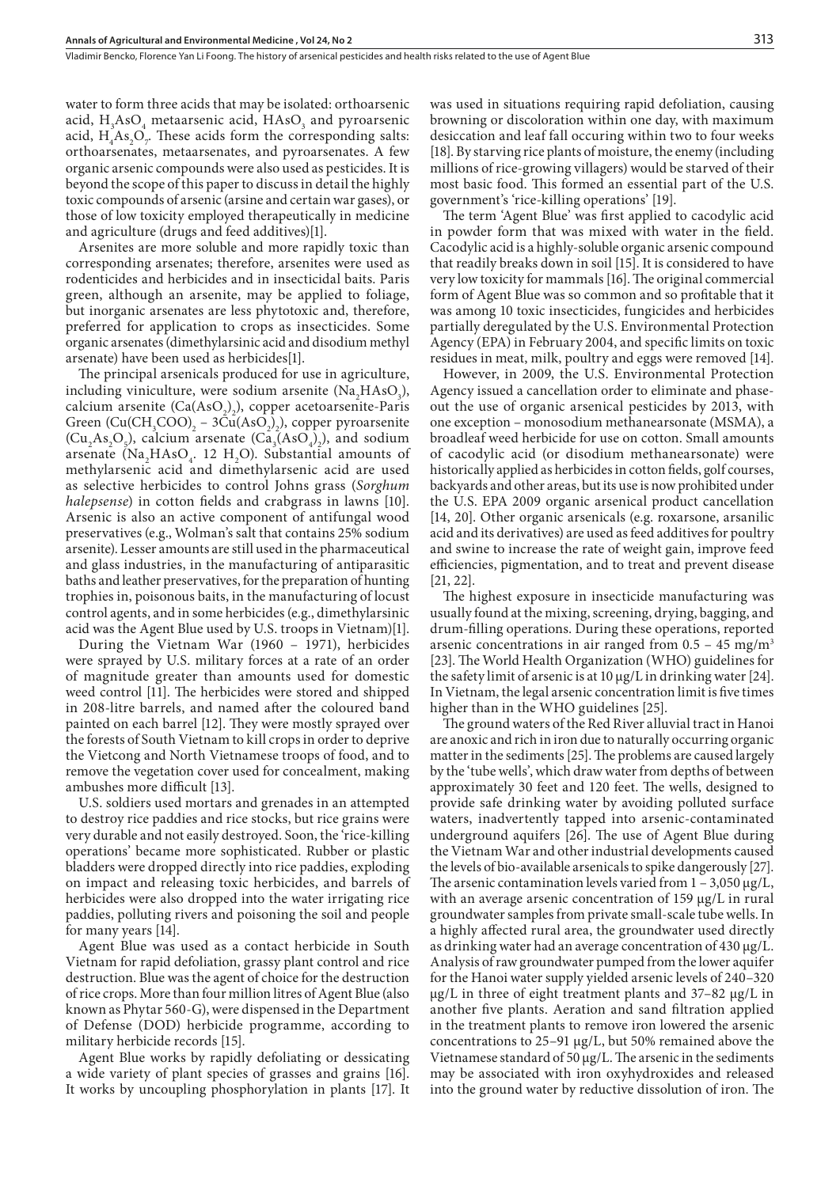water to form three acids that may be isolated: orthoarsenic acid, $H_3AsO_4$ metaarsenic acid, $HAsO_3$ and pyroarsenic acid, $H_4As_2O_7$. These acids form the corresponding salts: orthoarsenates, metaarsenates, and pyroarsenates. A few organic arsenic compounds were also used as pesticides. It is beyond the scope of this paper to discuss in detail the highly toxic compounds of arsenic (arsine and certain war gases), or those of low toxicity employed therapeutically in medicine and agriculture (drugs and feed additives)[1].

Arsenites are more soluble and more rapidly toxic than corresponding arsenates; therefore, arsenites were used as rodenticides and herbicides and in insecticidal baits. Paris green, although an arsenite, may be applied to foliage, but inorganic arsenates are less phytotoxic and, therefore, preferred for application to crops as insecticides. Some organic arsenates (dimethylarsinic acid and disodium methyl arsenate) have been used as herbicides[1].

The principal arsenicals produced for use in agriculture, including viniculture, were sodium arsenite ($Na_2HAsO_3$), calcium arsenite ($Ca(AsO_2)_2$), copper acetoarsenite-Paris Green ($Cu(CH_3COO)_2 - 3Cu(AsO_2)_2$), copper pyroarsenite ($Cu_2As_2O_5$), calcium arsenate ($Ca_3(AsO_4)_2$), and sodium arsenate ($Na_2HAsO_4$. 12 $H_2O$). Substantial amounts of methylarsenic acid and dimethylarsenic acid are used as selective herbicides to control Johns grass (*Sorghum halepsense*) in cotton fields and crabgrass in lawns [10]. Arsenic is also an active component of antifungal wood preservatives (e.g., Wolman's salt that contains 25% sodium arsenite). Lesser amounts are still used in the pharmaceutical and glass industries, in the manufacturing of antiparasitic baths and leather preservatives, for the preparation of hunting trophies in, poisonous baits, in the manufacturing of locust control agents, and in some herbicides (e.g., dimethylarsinic acid was the Agent Blue used by U.S. troops in Vietnam)[1].

During the Vietnam War (1960 – 1971), herbicides were sprayed by U.S. military forces at a rate of an order of magnitude greater than amounts used for domestic weed control [11]. The herbicides were stored and shipped in 208-litre barrels, and named after the coloured band painted on each barrel [12]. They were mostly sprayed over the forests of South Vietnam to kill crops in order to deprive the Vietcong and North Vietnamese troops of food, and to remove the vegetation cover used for concealment, making ambushes more difficult [13].

U.S. soldiers used mortars and grenades in an attempted to destroy rice paddies and rice stocks, but rice grains were very durable and not easily destroyed. Soon, the 'rice-killing operations' became more sophisticated. Rubber or plastic bladders were dropped directly into rice paddies, exploding on impact and releasing toxic herbicides, and barrels of herbicides were also dropped into the water irrigating rice paddies, polluting rivers and poisoning the soil and people for many years [14].

Agent Blue was used as a contact herbicide in South Vietnam for rapid defoliation, grassy plant control and rice destruction. Blue was the agent of choice for the destruction of rice crops. More than four million litres of Agent Blue (also known as Phytar 560-G), were dispensed in the Department of Defense (DOD) herbicide programme, according to military herbicide records [15].

Agent Blue works by rapidly defoliating or dessicating a wide variety of plant species of grasses and grains [16]. It works by uncoupling phosphorylation in plants [17]. It was used in situations requiring rapid defoliation, causing browning or discoloration within one day, with maximum desiccation and leaf fall occuring within two to four weeks [18]. By starving rice plants of moisture, the enemy (including millions of rice-growing villagers) would be starved of their most basic food. This formed an essential part of the U.S. government's 'rice-killing operations' [19].

The term 'Agent Blue' was first applied to cacodylic acid in powder form that was mixed with water in the field. Cacodylic acid is a highly-soluble organic arsenic compound that readily breaks down in soil [15]. It is considered to have very low toxicity for mammals [16]. The original commercial form of Agent Blue was so common and so profitable that it was among 10 toxic insecticides, fungicides and herbicides partially deregulated by the U.S. Environmental Protection Agency (EPA) in February 2004, and specific limits on toxic residues in meat, milk, poultry and eggs were removed [14].

However, in 2009, the U.S. Environmental Protection Agency issued a cancellation order to eliminate and phase-out the use of organic arsenical pesticides by 2013, with one exception – monosodium methanearsonate (MSMA), a broadleaf weed herbicide for use on cotton. Small amounts of cacodylic acid (or disodium methanearsonate) were historically applied as herbicides in cotton fields, golf courses, backyards and other areas, but its use is now prohibited under the U.S. EPA 2009 organic arsenical product cancellation [14, 20]. Other organic arsenicals (e.g. roxarsone, arsanilic acid and its derivatives) are used as feed additives for poultry and swine to increase the rate of weight gain, improve feed efficiencies, pigmentation, and to treat and prevent disease [21, 22].

The highest exposure in insecticide manufacturing was usually found at the mixing, screening, drying, bagging, and drum-filling operations. During these operations, reported arsenic concentrations in air ranged from 0.5 – 45 mg/m$^3$ [23]. The World Health Organization (WHO) guidelines for the safety limit of arsenic is at 10 μg/L in drinking water [24]. In Vietnam, the legal arsenic concentration limit is five times higher than in the WHO guidelines [25].

The ground waters of the Red River alluvial tract in Hanoi are anoxic and rich in iron due to naturally occurring organic matter in the sediments [25]. The problems are caused largely by the 'tube wells', which draw water from depths of between approximately 30 feet and 120 feet. The wells, designed to provide safe drinking water by avoiding polluted surface waters, inadvertently tapped into arsenic-contaminated underground aquifers [26]. The use of Agent Blue during the Vietnam War and other industrial developments caused the levels of bio-available arsenicals to spike dangerously [27]. The arsenic contamination levels varied from 1 – 3,050 μg/L, with an average arsenic concentration of 159 μg/L in rural groundwater samples from private small-scale tube wells. In a highly affected rural area, the groundwater used directly as drinking water had an average concentration of 430 μg/L. Analysis of raw groundwater pumped from the lower aquifer for the Hanoi water supply yielded arsenic levels of 240–320 μg/L in three of eight treatment plants and 37–82 μg/L in another five plants. Aeration and sand filtration applied in the treatment plants to remove iron lowered the arsenic concentrations to 25–91 μg/L, but 50% remained above the Vietnamese standard of 50 μg/L. The arsenic in the sediments may be associated with iron oxyhydroxides and released into the ground water by reductive dissolution of iron. The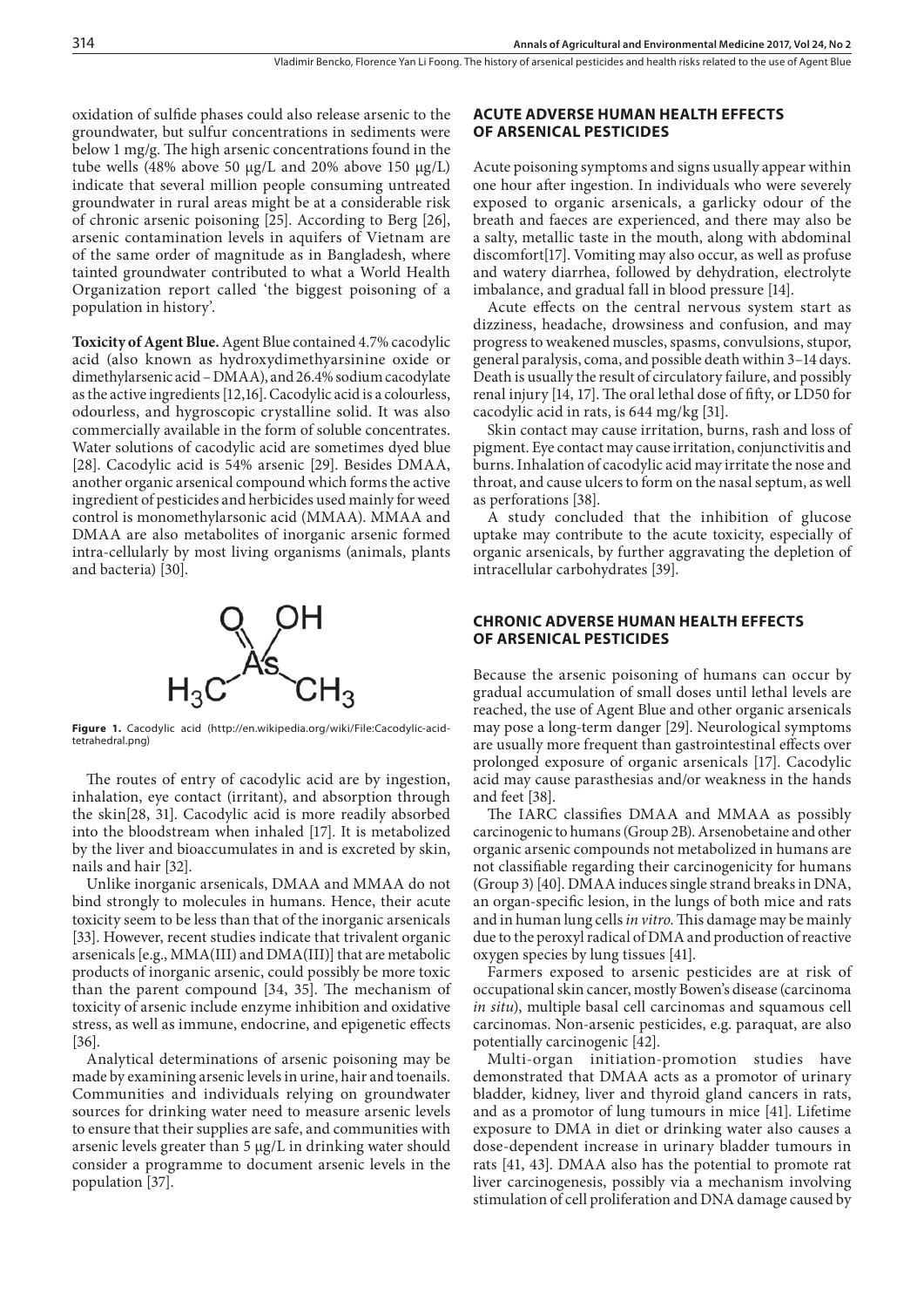oxidation of sulfide phases could also release arsenic to the groundwater, but sulfur concentrations in sediments were below 1 mg/g. The high arsenic concentrations found in the tube wells (48% above 50 μg/L and 20% above 150 μg/L) indicate that several million people consuming untreated groundwater in rural areas might be at a considerable risk of chronic arsenic poisoning [25]. According to Berg [26], arsenic contamination levels in aquifers of Vietnam are of the same order of magnitude as in Bangladesh, where tainted groundwater contributed to what a World Health Organization report called 'the biggest poisoning of a population in history'.

**Toxicity of Agent Blue.** Agent Blue contained 4.7% cacodylic acid (also known as hydroxydimethyarsinine oxide or dimethylarsenic acid – DMAA), and 26.4% sodium cacodylate as the active ingredients [12,16]. Cacodylic acid is a colourless, odourless, and hygroscopic crystalline solid. It was also commercially available in the form of soluble concentrates. Water solutions of cacodylic acid are sometimes dyed blue [28]. Cacodylic acid is 54% arsenic [29]. Besides DMAA, another organic arsenical compound which forms the active ingredient of pesticides and herbicides used mainly for weed control is monomethylarsonic acid (MMAA). MMAA and DMAA are also metabolites of inorganic arsenic formed intra-cellularly by most living organisms (animals, plants and bacteria) [30].

**Figure 1.** Cacodylic acid (http://en.wikipedia.org/wiki/File:Cacodylic-acid-tetrahedral.png)

The routes of entry of cacodylic acid are by ingestion, inhalation, eye contact (irritant), and absorption through the skin[28, 31]. Cacodylic acid is more readily absorbed into the bloodstream when inhaled [17]. It is metabolized by the liver and bioaccumulates in and is excreted by skin, nails and hair [32].

Unlike inorganic arsenicals, DMAA and MMAA do not bind strongly to molecules in humans. Hence, their acute toxicity seem to be less than that of the inorganic arsenicals [33]. However, recent studies indicate that trivalent organic arsenicals [e.g., MMA(III) and DMA(III)] that are metabolic products of inorganic arsenic, could possibly be more toxic than the parent compound [34, 35]. The mechanism of toxicity of arsenic include enzyme inhibition and oxidative stress, as well as immune, endocrine, and epigenetic effects [36].

Analytical determinations of arsenic poisoning may be made by examining arsenic levels in urine, hair and toenails. Communities and individuals relying on groundwater sources for drinking water need to measure arsenic levels to ensure that their supplies are safe, and communities with arsenic levels greater than 5 μg/L in drinking water should consider a programme to document arsenic levels in the population [37].

## ACUTE ADVERSE HUMAN HEALTH EFFECTS OF ARSENICAL PESTICIDES

Acute poisoning symptoms and signs usually appear within one hour after ingestion. In individuals who were severely exposed to organic arsenicals, a garlicky odour of the breath and faeces are experienced, and there may also be a salty, metallic taste in the mouth, along with abdominal discomfort[17]. Vomiting may also occur, as well as profuse and watery diarrhea, followed by dehydration, electrolyte imbalance, and gradual fall in blood pressure [14].

Acute effects on the central nervous system start as dizziness, headache, drowsiness and confusion, and may progress to weakened muscles, spasms, convulsions, stupor, general paralysis, coma, and possible death within 3–14 days. Death is usually the result of circulatory failure, and possibly renal injury [14, 17]. The oral lethal dose of fifty, or LD50 for cacodylic acid in rats, is 644 mg/kg [31].

Skin contact may cause irritation, burns, rash and loss of pigment. Eye contact may cause irritation, conjunctivitis and burns. Inhalation of cacodylic acid may irritate the nose and throat, and cause ulcers to form on the nasal septum, as well as perforations [38].

A study concluded that the inhibition of glucose uptake may contribute to the acute toxicity, especially of organic arsenicals, by further aggravating the depletion of intracellular carbohydrates [39].

## CHRONIC ADVERSE HUMAN HEALTH EFFECTS OF ARSENICAL PESTICIDES

Because the arsenic poisoning of humans can occur by gradual accumulation of small doses until lethal levels are reached, the use of Agent Blue and other organic arsenicals may pose a long-term danger [29]. Neurological symptoms are usually more frequent than gastrointestinal effects over prolonged exposure of organic arsenicals [17]. Cacodylic acid may cause parasthesias and/or weakness in the hands and feet [38].

The IARC classifies DMAA and MMAA as possibly carcinogenic to humans (Group 2B). Arsenobetaine and other organic arsenic compounds not metabolized in humans are not classifiable regarding their carcinogenicity for humans (Group 3) [40]. DMAA induces single strand breaks in DNA, an organ-specific lesion, in the lungs of both mice and rats and in human lung cells *in vitro*. This damage may be mainly due to the peroxyl radical of DMA and production of reactive oxygen species by lung tissues [41].

Farmers exposed to arsenic pesticides are at risk of occupational skin cancer, mostly Bowen's disease (carcinoma *in situ*), multiple basal cell carcinomas and squamous cell carcinomas. Non-arsenic pesticides, e.g. paraquat, are also potentially carcinogenic [42].

Multi-organ initiation-promotion studies have demonstrated that DMAA acts as a promotor of urinary bladder, kidney, liver and thyroid gland cancers in rats, and as a promotor of lung tumours in mice [41]. Lifetime exposure to DMA in diet or drinking water also causes a dose-dependent increase in urinary bladder tumours in rats [41, 43]. DMAA also has the potential to promote rat liver carcinogenesis, possibly via a mechanism involving stimulation of cell proliferation and DNA damage caused by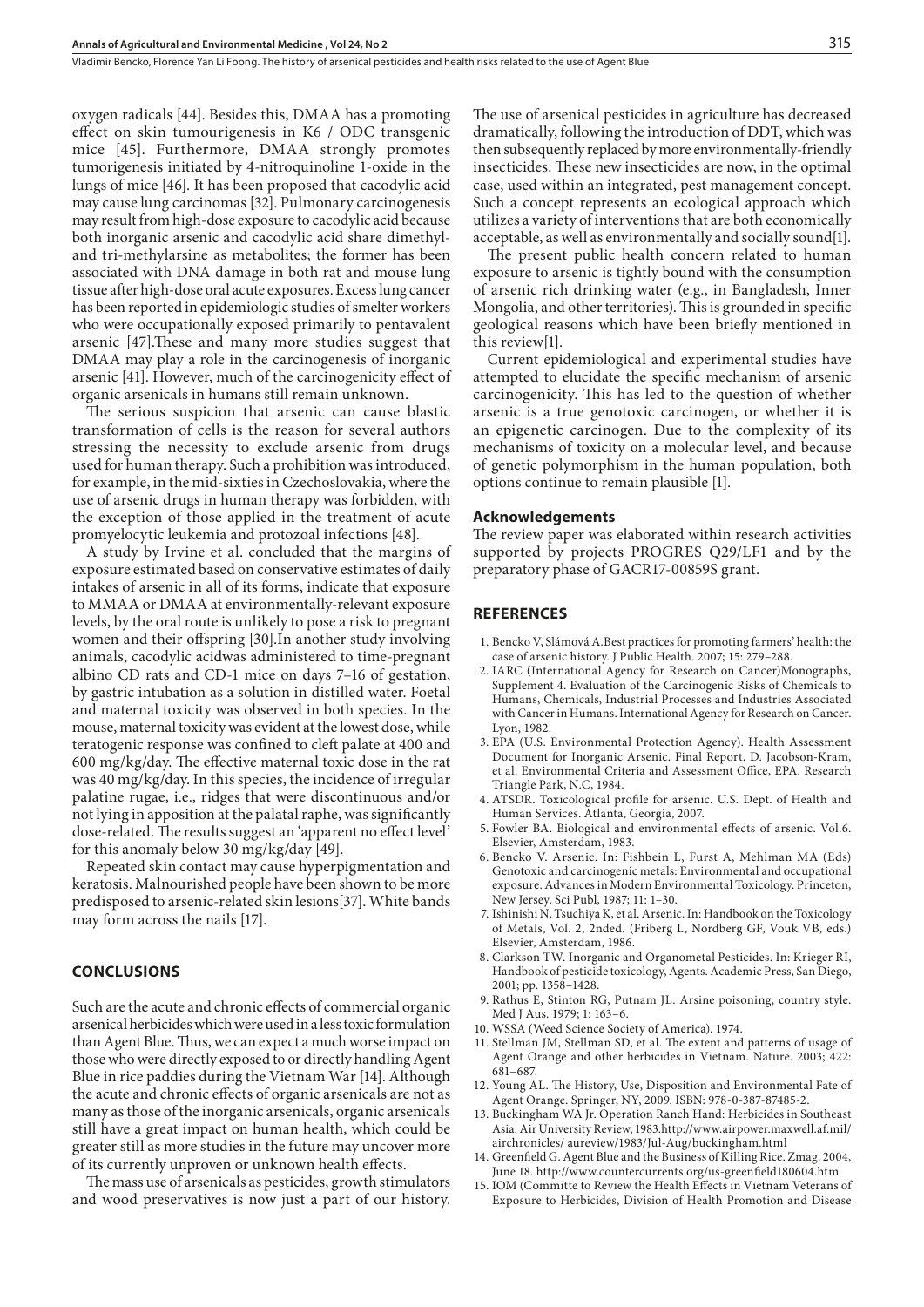oxygen radicals [44]. Besides this, DMAA has a promoting effect on skin tumourigenesis in K6 / ODC transgenic mice [45]. Furthermore, DMAA strongly promotes tumorigenesis initiated by 4-nitroquinoline 1-oxide in the lungs of mice [46]. It has been proposed that cacodylic acid may cause lung carcinomas [32]. Pulmonary carcinogenesis may result from high-dose exposure to cacodylic acid because both inorganic arsenic and cacodylic acid share dimethyl- and tri-methylarsine as metabolites; the former has been associated with DNA damage in both rat and mouse lung tissue after high-dose oral acute exposures. Excess lung cancer has been reported in epidemiologic studies of smelter workers who were occupationally exposed primarily to pentavalent arsenic [47].These and many more studies suggest that DMAA may play a role in the carcinogenesis of inorganic arsenic [41]. However, much of the carcinogenicity effect of organic arsenicals in humans still remain unknown.

The serious suspicion that arsenic can cause blastic transformation of cells is the reason for several authors stressing the necessity to exclude arsenic from drugs used for human therapy. Such a prohibition was introduced, for example, in the mid-sixties in Czechoslovakia, where the use of arsenic drugs in human therapy was forbidden, with the exception of those applied in the treatment of acute promyelocytic leukemia and protozoal infections [48].

A study by Irvine et al. concluded that the margins of exposure estimated based on conservative estimates of daily intakes of arsenic in all of its forms, indicate that exposure to MMAA or DMAA at environmentally-relevant exposure levels, by the oral route is unlikely to pose a risk to pregnant women and their offspring [30].In another study involving animals, cacodylic acidwas administered to time-pregnant albino CD rats and CD-1 mice on days 7–16 of gestation, by gastric intubation as a solution in distilled water. Foetal and maternal toxicity was observed in both species. In the mouse, maternal toxicity was evident at the lowest dose, while teratogenic response was confined to cleft palate at 400 and 600 mg/kg/day. The effective maternal toxic dose in the rat was 40 mg/kg/day. In this species, the incidence of irregular palatine rugae, i.e., ridges that were discontinuous and/or not lying in apposition at the palatal raphe, was significantly dose-related. The results suggest an 'apparent no effect level' for this anomaly below 30 mg/kg/day [49].

Repeated skin contact may cause hyperpigmentation and keratosis. Malnourished people have been shown to be more predisposed to arsenic-related skin lesions[37]. White bands may form across the nails [17].

## CONCLUSIONS

Such are the acute and chronic effects of commercial organic arsenical herbicides which were used in a less toxic formulation than Agent Blue. Thus, we can expect a much worse impact on those who were directly exposed to or directly handling Agent Blue in rice paddies during the Vietnam War [14]. Although the acute and chronic effects of organic arsenicals are not as many as those of the inorganic arsenicals, organic arsenicals still have a great impact on human health, which could be greater still as more studies in the future may uncover more of its currently unproven or unknown health effects.

The mass use of arsenicals as pesticides, growth stimulators and wood preservatives is now just a part of our history. The use of arsenical pesticides in agriculture has decreased dramatically, following the introduction of DDT, which was then subsequently replaced by more environmentally-friendly insecticides. These new insecticides are now, in the optimal case, used within an integrated, pest management concept. Such a concept represents an ecological approach which utilizes a variety of interventions that are both economically acceptable, as well as environmentally and socially sound[1].

The present public health concern related to human exposure to arsenic is tightly bound with the consumption of arsenic rich drinking water (e.g., in Bangladesh, Inner Mongolia, and other territories). This is grounded in specific geological reasons which have been briefly mentioned in this review[1].

Current epidemiological and experimental studies have attempted to elucidate the specific mechanism of arsenic carcinogenicity. This has led to the question of whether arsenic is a true genotoxic carcinogen, or whether it is an epigenetic carcinogen. Due to the complexity of its mechanisms of toxicity on a molecular level, and because of genetic polymorphism in the human population, both options continue to remain plausible [1].

### Acknowledgements

The review paper was elaborated within research activities supported by projects PROGRES Q29/LF1 and by the preparatory phase of GACR17-00859S grant.

## REFERENCES

1. Bencko V, Slámová A.Best practices for promoting farmers' health: the case of arsenic history. J Public Health. 2007; 15: 279–288.
2. IARC (International Agency for Research on Cancer)Monographs, Supplement 4. Evaluation of the Carcinogenic Risks of Chemicals to Humans, Chemicals, Industrial Processes and Industries Associated with Cancer in Humans. International Agency for Research on Cancer. Lyon, 1982.
3. EPA (U.S. Environmental Protection Agency). Health Assessment Document for Inorganic Arsenic. Final Report. D. Jacobson-Kram, et al. Environmental Criteria and Assessment Office, EPA. Research Triangle Park, N.C, 1984.
4. ATSDR. Toxicological profile for arsenic. U.S. Dept. of Health and Human Services. Atlanta, Georgia, 2007.
5. Fowler BA. Biological and environmental effects of arsenic. Vol.6. Elsevier, Amsterdam, 1983.
6. Bencko V. Arsenic. In: Fishbein L, Furst A, Mehlman MA (Eds) Genotoxic and carcinogenic metals: Environmental and occupational exposure. Advances in Modern Environmental Toxicology. Princeton, New Jersey, Sci Publ, 1987; 11: 1–30.
7. Ishinishi N, Tsuchiya K, et al. Arsenic. In: Handbook on the Toxicology of Metals, Vol. 2, 2nded. (Friberg L, Nordberg GF, Vouk VB, eds.) Elsevier, Amsterdam, 1986.
8. Clarkson TW. Inorganic and Organometal Pesticides. In: Krieger RI, Handbook of pesticide toxicology, Agents. Academic Press, San Diego, 2001; pp. 1358–1428.
9. Rathus E, Stinton RG, Putnam JL. Arsine poisoning, country style. Med J Aus. 1979; 1: 163–6.
10. WSSA (Weed Science Society of America). 1974.
11. Stellman JM, Stellman SD, et al. The extent and patterns of usage of Agent Orange and other herbicides in Vietnam. Nature. 2003; 422: 681–687.
12. Young AL. The History, Use, Disposition and Environmental Fate of Agent Orange. Springer, NY, 2009. ISBN: 978-0-387-87485-2.
13. Buckingham WA Jr. Operation Ranch Hand: Herbicides in Southeast Asia. Air University Review, 1983.http://www.airpower.maxwell.af.mil/airchronicles/ aureview/1983/Jul-Aug/buckingham.html
14. Greenfield G. Agent Blue and the Business of Killing Rice. Zmag. 2004, June 18. http://www.countercurrents.org/us-greenfield180604.htm
15. IOM (Committe to Review the Health Effects in Vietnam Veterans of Exposure to Herbicides, Division of Health Promotion and Disease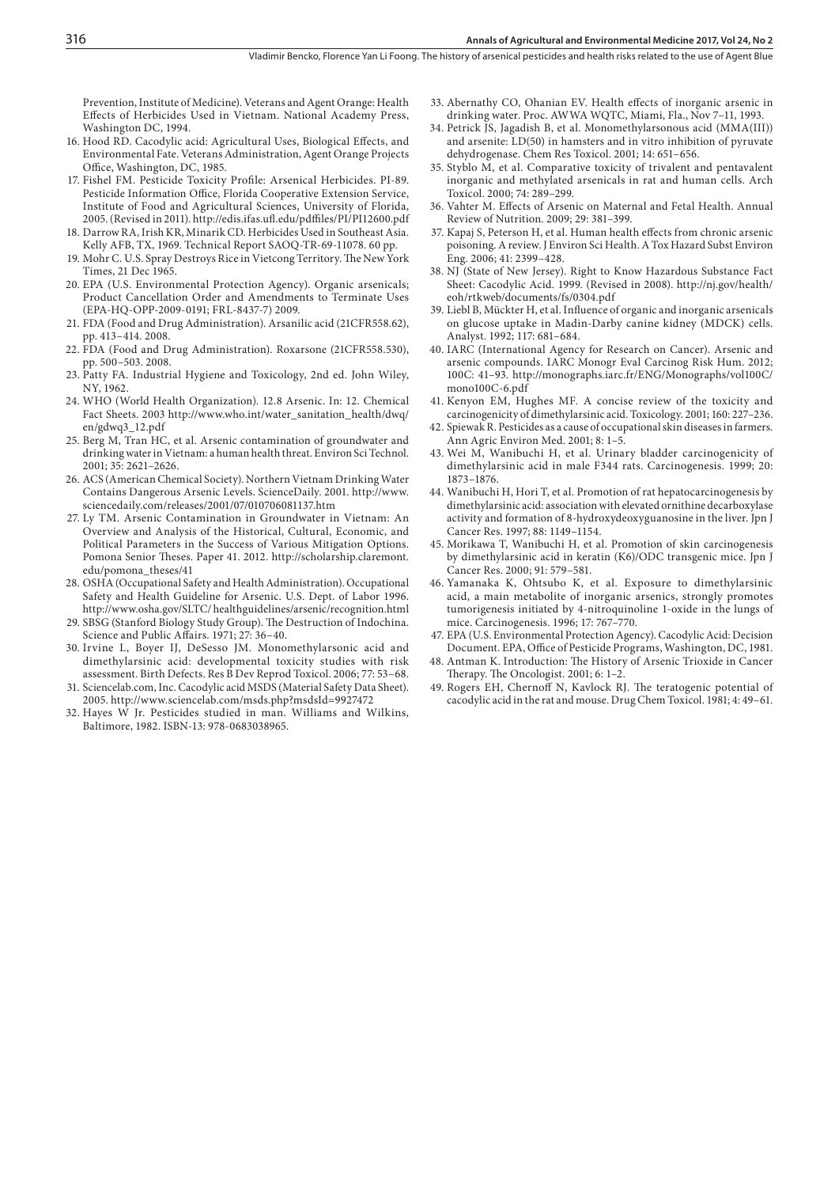Prevention, Institute of Medicine). Veterans and Agent Orange: Health Effects of Herbicides Used in Vietnam. National Academy Press, Washington DC, 1994.

16. Hood RD. Cacodylic acid: Agricultural Uses, Biological Effects, and Environmental Fate. Veterans Administration, Agent Orange Projects Office, Washington, DC, 1985.
17. Fishel FM. Pesticide Toxicity Profile: Arsenical Herbicides. PI-89. Pesticide Information Office, Florida Cooperative Extension Service, Institute of Food and Agricultural Sciences, University of Florida, 2005. (Revised in 2011). http://edis.ifas.ufl.edu/pdffiles/PI/PI12600.pdf
18. Darrow RA, Irish KR, Minarik CD. Herbicides Used in Southeast Asia. Kelly AFB, TX, 1969. Technical Report SAOQ-TR-69-11078. 60 pp.
19. Mohr C. U.S. Spray Destroys Rice in Vietcong Territory. The New York Times, 21 Dec 1965.
20. EPA (U.S. Environmental Protection Agency). Organic arsenicals; Product Cancellation Order and Amendments to Terminate Uses (EPA-HQ-OPP-2009-0191; FRL-8437-7) 2009.
21. FDA (Food and Drug Administration). Arsanilic acid (21CFR558.62), pp. 413–414. 2008.
22. FDA (Food and Drug Administration). Roxarsone (21CFR558.530), pp. 500–503. 2008.
23. Patty FA. Industrial Hygiene and Toxicology, 2nd ed. John Wiley, NY, 1962.
24. WHO (World Health Organization). 12.8 Arsenic. In: 12. Chemical Fact Sheets. 2003 http://www.who.int/water_sanitation_health/dwq/en/gdwq3_12.pdf
25. Berg M, Tran HC, et al. Arsenic contamination of groundwater and drinking water in Vietnam: a human health threat. Environ Sci Technol. 2001; 35: 2621–2626.
26. ACS (American Chemical Society). Northern Vietnam Drinking Water Contains Dangerous Arsenic Levels. ScienceDaily. 2001. http://www.sciencedaily.com/releases/2001/07/010706081137.htm
27. Ly TM. Arsenic Contamination in Groundwater in Vietnam: An Overview and Analysis of the Historical, Cultural, Economic, and Political Parameters in the Success of Various Mitigation Options. Pomona Senior Theses. Paper 41. 2012. http://scholarship.claremont.edu/pomona_theses/41
28. OSHA (Occupational Safety and Health Administration). Occupational Safety and Health Guideline for Arsenic. U.S. Dept. of Labor 1996. http://www.osha.gov/SLTC/ healthguidelines/arsenic/recognition.html
29. SBSG (Stanford Biology Study Group). The Destruction of Indochina. Science and Public Affairs. 1971; 27: 36–40.
30. Irvine L, Boyer IJ, DeSesso JM. Monomethylarsonic acid and dimethylarsinic acid: developmental toxicity studies with risk assessment. Birth Defects. Res B Dev Reprod Toxicol. 2006; 77: 53–68.
31. Sciencelab.com, Inc. Cacodylic acid MSDS (Material Safety Data Sheet). 2005. http://www.sciencelab.com/msds.php?msdsId=9927472
32. Hayes W Jr. Pesticides studied in man. Williams and Wilkins, Baltimore, 1982. ISBN-13: 978-0683038965.
33. Abernathy CO, Ohanian EV. Health effects of inorganic arsenic in drinking water. Proc. AWWA WQTC, Miami, Fla., Nov 7–11, 1993.
34. Petrick JS, Jagadish B, et al. Monomethylarsonous acid (MMA(III)) and arsenite: LD(50) in hamsters and in vitro inhibition of pyruvate dehydrogenase. Chem Res Toxicol. 2001; 14: 651–656.
35. Styblo M, et al. Comparative toxicity of trivalent and pentavalent inorganic and methylated arsenicals in rat and human cells. Arch Toxicol. 2000; 74: 289–299.
36. Vahter M. Effects of Arsenic on Maternal and Fetal Health. Annual Review of Nutrition. 2009; 29: 381–399.
37. Kapaj S, Peterson H, et al. Human health effects from chronic arsenic poisoning. A review. J Environ Sci Health. A Tox Hazard Subst Environ Eng. 2006; 41: 2399–428.
38. NJ (State of New Jersey). Right to Know Hazardous Substance Fact Sheet: Cacodylic Acid. 1999. (Revised in 2008). http://nj.gov/health/eoh/rtkweb/documents/fs/0304.pdf
39. Liebl B, Mückter H, et al. Influence of organic and inorganic arsenicals on glucose uptake in Madin-Darby canine kidney (MDCK) cells. Analyst. 1992; 117: 681–684.
40. IARC (International Agency for Research on Cancer). Arsenic and arsenic compounds. IARC Monogr Eval Carcinog Risk Hum. 2012; 100C: 41–93. http://monographs.iarc.fr/ENG/Monographs/vol100C/mono100C-6.pdf
41. Kenyon EM, Hughes MF. A concise review of the toxicity and carcinogenicity of dimethylarsinic acid. Toxicology. 2001; 160: 227–236.
42. Spiewak R. Pesticides as a cause of occupational skin diseases in farmers. Ann Agric Environ Med. 2001; 8: 1–5.
43. Wei M, Wanibuchi H, et al. Urinary bladder carcinogenicity of dimethylarsinic acid in male F344 rats. Carcinogenesis. 1999; 20: 1873–1876.
44. Wanibuchi H, Hori T, et al. Promotion of rat hepatocarcinogenesis by dimethylarsinic acid: association with elevated ornithine decarboxylase activity and formation of 8-hydroxydeoxyguanosine in the liver. Jpn J Cancer Res. 1997; 88: 1149–1154.
45. Morikawa T, Wanibuchi H, et al. Promotion of skin carcinogenesis by dimethylarsinic acid in keratin (K6)/ODC transgenic mice. Jpn J Cancer Res. 2000; 91: 579–581.
46. Yamanaka K, Ohtsubo K, et al. Exposure to dimethylarsinic acid, a main metabolite of inorganic arsenics, strongly promotes tumorigenesis initiated by 4-nitroquinoline 1-oxide in the lungs of mice. Carcinogenesis. 1996; 17: 767–770.
47. EPA (U.S. Environmental Protection Agency). Cacodylic Acid: Decision Document. EPA, Office of Pesticide Programs, Washington, DC, 1981.
48. Antman K. Introduction: The History of Arsenic Trioxide in Cancer Therapy. The Oncologist. 2001; 6: 1–2.
49. Rogers EH, Chernoff N, Kavlock RJ. The teratogenic potential of cacodylic acid in the rat and mouse. Drug Chem Toxicol. 1981; 4: 49–61.